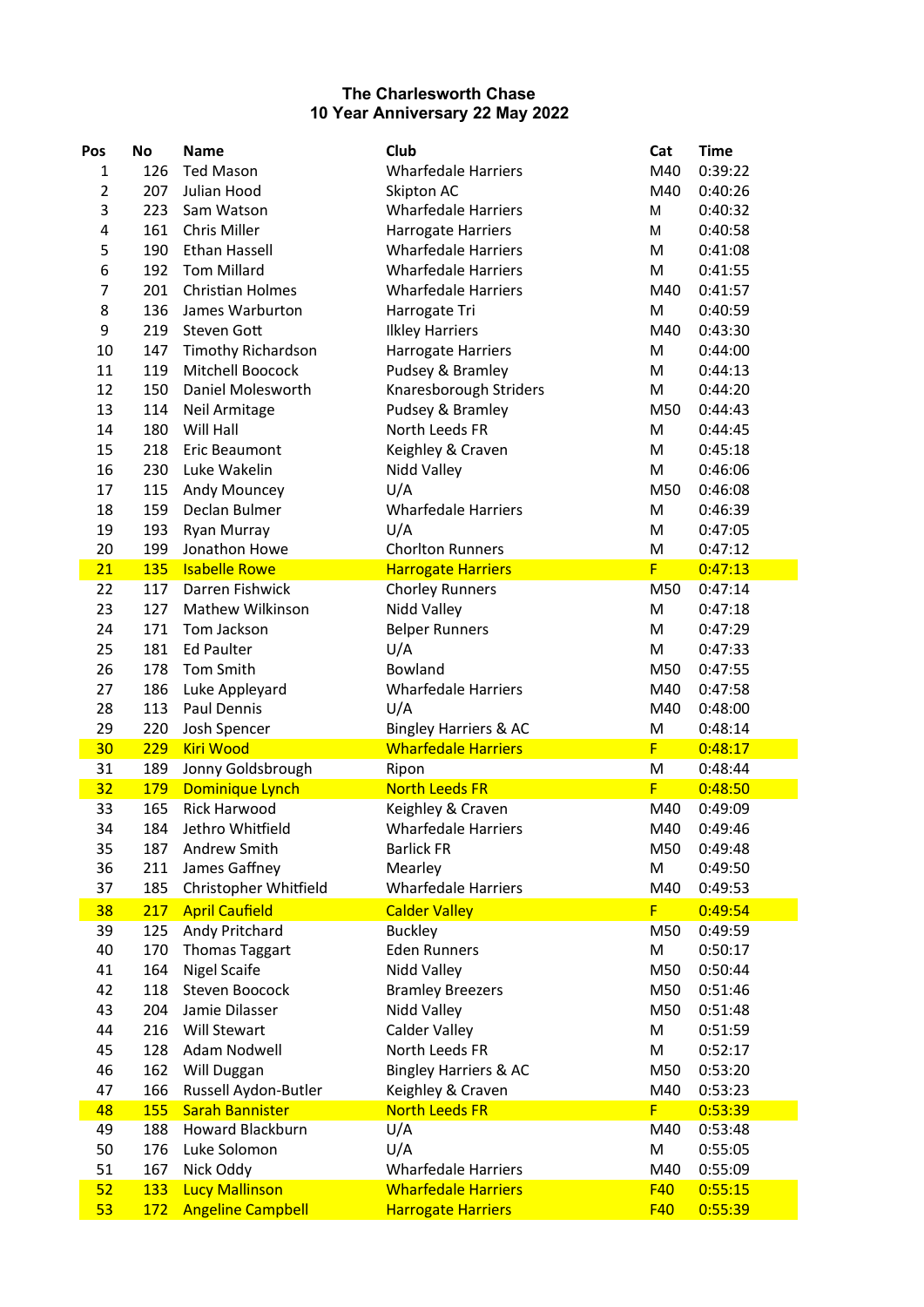# The Charlesworth Chase
## 10 Year Anniversary 22 May 2022

| Pos | No | Name | Club | Cat | Time |
|---|---|---|---|---|---|
| 1 | 126 | Ted Mason | Wharfedale Harriers | M40 | 0:39:22 |
| 2 | 207 | Julian Hood | Skipton AC | M40 | 0:40:26 |
| 3 | 223 | Sam Watson | Wharfedale Harriers | M | 0:40:32 |
| 4 | 161 | Chris Miller | Harrogate Harriers | M | 0:40:58 |
| 5 | 190 | Ethan Hassell | Wharfedale Harriers | M | 0:41:08 |
| 6 | 192 | Tom Millard | Wharfedale Harriers | M | 0:41:55 |
| 7 | 201 | Christian Holmes | Wharfedale Harriers | M40 | 0:41:57 |
| 8 | 136 | James Warburton | Harrogate Tri | M | 0:40:59 |
| 9 | 219 | Steven Gott | Ilkley Harriers | M40 | 0:43:30 |
| 10 | 147 | Timothy Richardson | Harrogate Harriers | M | 0:44:00 |
| 11 | 119 | Mitchell Boocock | Pudsey & Bramley | M | 0:44:13 |
| 12 | 150 | Daniel Molesworth | Knaresborough Striders | M | 0:44:20 |
| 13 | 114 | Neil Armitage | Pudsey & Bramley | M50 | 0:44:43 |
| 14 | 180 | Will Hall | North Leeds FR | M | 0:44:45 |
| 15 | 218 | Eric Beaumont | Keighley & Craven | M | 0:45:18 |
| 16 | 230 | Luke Wakelin | Nidd Valley | M | 0:46:06 |
| 17 | 115 | Andy Mouncey | U/A | M50 | 0:46:08 |
| 18 | 159 | Declan Bulmer | Wharfedale Harriers | M | 0:46:39 |
| 19 | 193 | Ryan Murray | U/A | M | 0:47:05 |
| 20 | 199 | Jonathon Howe | Chorlton Runners | M | 0:47:12 |
| 21 | 135 | Isabelle Rowe | Harrogate Harriers | F | 0:47:13 |
| 22 | 117 | Darren Fishwick | Chorley Runners | M50 | 0:47:14 |
| 23 | 127 | Mathew Wilkinson | Nidd Valley | M | 0:47:18 |
| 24 | 171 | Tom Jackson | Belper Runners | M | 0:47:29 |
| 25 | 181 | Ed Paulter | U/A | M | 0:47:33 |
| 26 | 178 | Tom Smith | Bowland | M50 | 0:47:55 |
| 27 | 186 | Luke Appleyard | Wharfedale Harriers | M40 | 0:47:58 |
| 28 | 113 | Paul Dennis | U/A | M40 | 0:48:00 |
| 29 | 220 | Josh Spencer | Bingley Harriers & AC | M | 0:48:14 |
| 30 | 229 | Kiri Wood | Wharfedale Harriers | F | 0:48:17 |
| 31 | 189 | Jonny Goldsbrough | Ripon | M | 0:48:44 |
| 32 | 179 | Dominique Lynch | North Leeds FR | F | 0:48:50 |
| 33 | 165 | Rick Harwood | Keighley & Craven | M40 | 0:49:09 |
| 34 | 184 | Jethro Whitfield | Wharfedale Harriers | M40 | 0:49:46 |
| 35 | 187 | Andrew Smith | Barlick FR | M50 | 0:49:48 |
| 36 | 211 | James Gaffney | Mearley | M | 0:49:50 |
| 37 | 185 | Christopher Whitfield | Wharfedale Harriers | M40 | 0:49:53 |
| 38 | 217 | April Caufield | Calder Valley | F | 0:49:54 |
| 39 | 125 | Andy Pritchard | Buckley | M50 | 0:49:59 |
| 40 | 170 | Thomas Taggart | Eden Runners | M | 0:50:17 |
| 41 | 164 | Nigel Scaife | Nidd Valley | M50 | 0:50:44 |
| 42 | 118 | Steven Boocock | Bramley Breezers | M50 | 0:51:46 |
| 43 | 204 | Jamie Dilasser | Nidd Valley | M50 | 0:51:48 |
| 44 | 216 | Will Stewart | Calder Valley | M | 0:51:59 |
| 45 | 128 | Adam Nodwell | North Leeds FR | M | 0:52:17 |
| 46 | 162 | Will Duggan | Bingley Harriers & AC | M50 | 0:53:20 |
| 47 | 166 | Russell Aydon-Butler | Keighley & Craven | M40 | 0:53:23 |
| 48 | 155 | Sarah Bannister | North Leeds FR | F | 0:53:39 |
| 49 | 188 | Howard Blackburn | U/A | M40 | 0:53:48 |
| 50 | 176 | Luke Solomon | U/A | M | 0:55:05 |
| 51 | 167 | Nick Oddy | Wharfedale Harriers | M40 | 0:55:09 |
| 52 | 133 | Lucy Mallinson | Wharfedale Harriers | F40 | 0:55:15 |
| 53 | 172 | Angeline Campbell | Harrogate Harriers | F40 | 0:55:39 |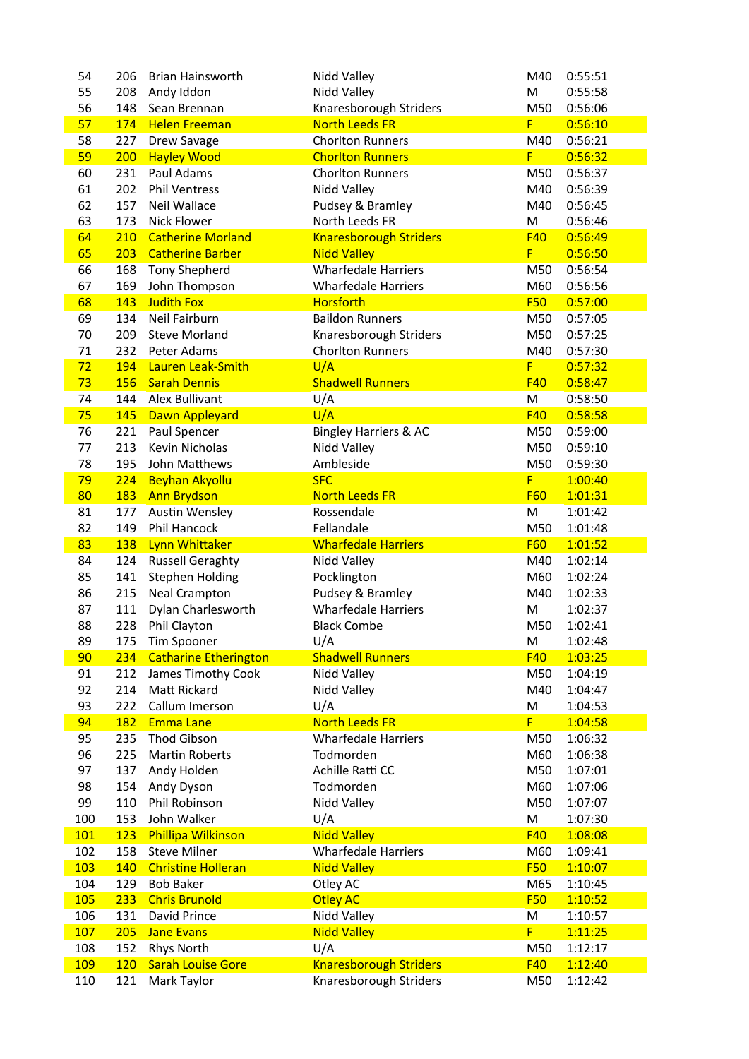| | | | | | |
|---|---|---|---|---|---|
| 54 | 206 | Brian Hainsworth | Nidd Valley | M40 | 0:55:51 |
| 55 | 208 | Andy Iddon | Nidd Valley | M | 0:55:58 |
| 56 | 148 | Sean Brennan | Knaresborough Striders | M50 | 0:56:06 |
| 57 | 174 | Helen Freeman | North Leeds FR | F | 0:56:10 |
| 58 | 227 | Drew Savage | Chorlton Runners | M40 | 0:56:21 |
| 59 | 200 | Hayley Wood | Chorlton Runners | F | 0:56:32 |
| 60 | 231 | Paul Adams | Chorlton Runners | M50 | 0:56:37 |
| 61 | 202 | Phil Ventress | Nidd Valley | M40 | 0:56:39 |
| 62 | 157 | Neil Wallace | Pudsey & Bramley | M40 | 0:56:45 |
| 63 | 173 | Nick Flower | North Leeds FR | M | 0:56:46 |
| 64 | 210 | Catherine Morland | Knaresborough Striders | F40 | 0:56:49 |
| 65 | 203 | Catherine Barber | Nidd Valley | F | 0:56:50 |
| 66 | 168 | Tony Shepherd | Wharfedale Harriers | M50 | 0:56:54 |
| 67 | 169 | John Thompson | Wharfedale Harriers | M60 | 0:56:56 |
| 68 | 143 | Judith Fox | Horsforth | F50 | 0:57:00 |
| 69 | 134 | Neil Fairburn | Baildon Runners | M50 | 0:57:05 |
| 70 | 209 | Steve Morland | Knaresborough Striders | M50 | 0:57:25 |
| 71 | 232 | Peter Adams | Chorlton Runners | M40 | 0:57:30 |
| 72 | 194 | Lauren Leak-Smith | U/A | F | 0:57:32 |
| 73 | 156 | Sarah Dennis | Shadwell Runners | F40 | 0:58:47 |
| 74 | 144 | Alex Bullivant | U/A | M | 0:58:50 |
| 75 | 145 | Dawn Appleyard | U/A | F40 | 0:58:58 |
| 76 | 221 | Paul Spencer | Bingley Harriers & AC | M50 | 0:59:00 |
| 77 | 213 | Kevin Nicholas | Nidd Valley | M50 | 0:59:10 |
| 78 | 195 | John Matthews | Ambleside | M50 | 0:59:30 |
| 79 | 224 | Beyhan Akyollu | SFC | F | 1:00:40 |
| 80 | 183 | Ann Brydson | North Leeds FR | F60 | 1:01:31 |
| 81 | 177 | Austin Wensley | Rossendale | M | 1:01:42 |
| 82 | 149 | Phil Hancock | Fellandale | M50 | 1:01:48 |
| 83 | 138 | Lynn Whittaker | Wharfedale Harriers | F60 | 1:01:52 |
| 84 | 124 | Russell Geraghty | Nidd Valley | M40 | 1:02:14 |
| 85 | 141 | Stephen Holding | Pocklington | M60 | 1:02:24 |
| 86 | 215 | Neal Crampton | Pudsey & Bramley | M40 | 1:02:33 |
| 87 | 111 | Dylan Charlesworth | Wharfedale Harriers | M | 1:02:37 |
| 88 | 228 | Phil Clayton | Black Combe | M50 | 1:02:41 |
| 89 | 175 | Tim Spooner | U/A | M | 1:02:48 |
| 90 | 234 | Catharine Etherington | Shadwell Runners | F40 | 1:03:25 |
| 91 | 212 | James Timothy Cook | Nidd Valley | M50 | 1:04:19 |
| 92 | 214 | Matt Rickard | Nidd Valley | M40 | 1:04:47 |
| 93 | 222 | Callum Imerson | U/A | M | 1:04:53 |
| 94 | 182 | Emma Lane | North Leeds FR | F | 1:04:58 |
| 95 | 235 | Thod Gibson | Wharfedale Harriers | M50 | 1:06:32 |
| 96 | 225 | Martin Roberts | Todmorden | M60 | 1:06:38 |
| 97 | 137 | Andy Holden | Achille Ratti CC | M50 | 1:07:01 |
| 98 | 154 | Andy Dyson | Todmorden | M60 | 1:07:06 |
| 99 | 110 | Phil Robinson | Nidd Valley | M50 | 1:07:07 |
| 100 | 153 | John Walker | U/A | M | 1:07:30 |
| 101 | 123 | Phillipa Wilkinson | Nidd Valley | F40 | 1:08:08 |
| 102 | 158 | Steve Milner | Wharfedale Harriers | M60 | 1:09:41 |
| 103 | 140 | Christine Holleran | Nidd Valley | F50 | 1:10:07 |
| 104 | 129 | Bob Baker | Otley AC | M65 | 1:10:45 |
| 105 | 233 | Chris Brunold | Otley AC | F50 | 1:10:52 |
| 106 | 131 | David Prince | Nidd Valley | M | 1:10:57 |
| 107 | 205 | Jane Evans | Nidd Valley | F | 1:11:25 |
| 108 | 152 | Rhys North | U/A | M50 | 1:12:17 |
| 109 | 120 | Sarah Louise Gore | Knaresborough Striders | F40 | 1:12:40 |
| 110 | 121 | Mark Taylor | Knaresborough Striders | M50 | 1:12:42 |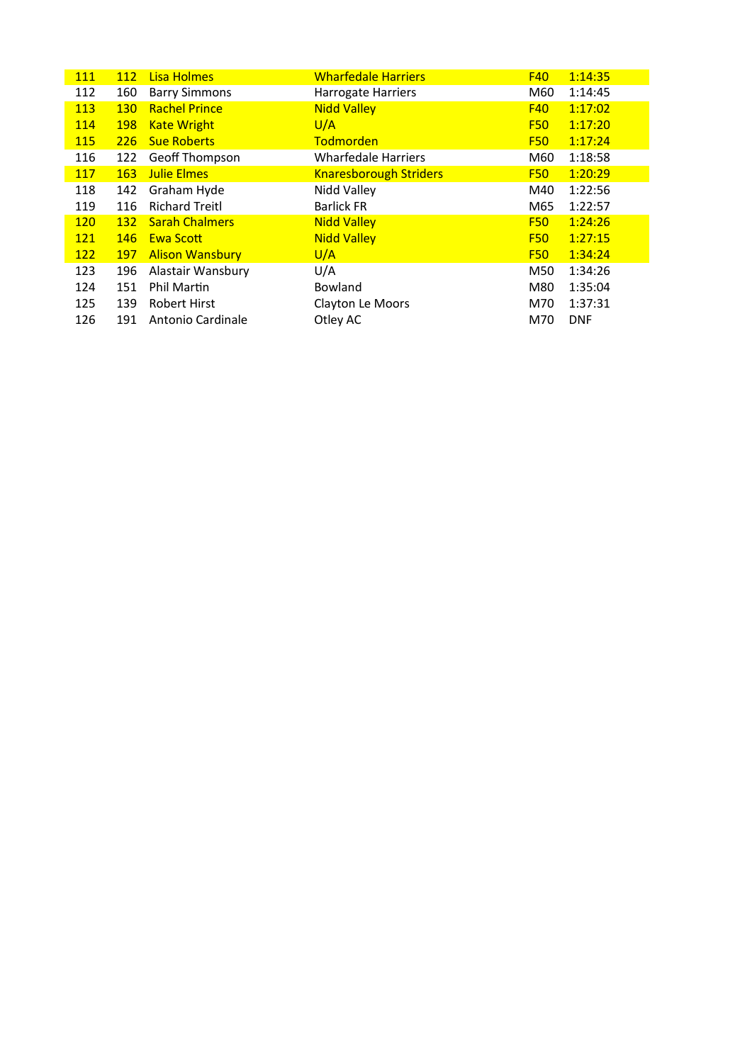| | | | | | |
|---|---|---|---|---|---|
| 111 | 112 | Lisa Holmes | Wharfedale Harriers | F40 | 1:14:35 |
| 112 | 160 | Barry Simmons | Harrogate Harriers | M60 | 1:14:45 |
| 113 | 130 | Rachel Prince | Nidd Valley | F40 | 1:17:02 |
| 114 | 198 | Kate Wright | U/A | F50 | 1:17:20 |
| 115 | 226 | Sue Roberts | Todmorden | F50 | 1:17:24 |
| 116 | 122 | Geoff Thompson | Wharfedale Harriers | M60 | 1:18:58 |
| 117 | 163 | Julie Elmes | Knaresborough Striders | F50 | 1:20:29 |
| 118 | 142 | Graham Hyde | Nidd Valley | M40 | 1:22:56 |
| 119 | 116 | Richard Treitl | Barlick FR | M65 | 1:22:57 |
| 120 | 132 | Sarah Chalmers | Nidd Valley | F50 | 1:24:26 |
| 121 | 146 | Ewa Scott | Nidd Valley | F50 | 1:27:15 |
| 122 | 197 | Alison Wansbury | U/A | F50 | 1:34:24 |
| 123 | 196 | Alastair Wansbury | U/A | M50 | 1:34:26 |
| 124 | 151 | Phil Martin | Bowland | M80 | 1:35:04 |
| 125 | 139 | Robert Hirst | Clayton Le Moors | M70 | 1:37:31 |
| 126 | 191 | Antonio Cardinale | Otley AC | M70 | DNF |